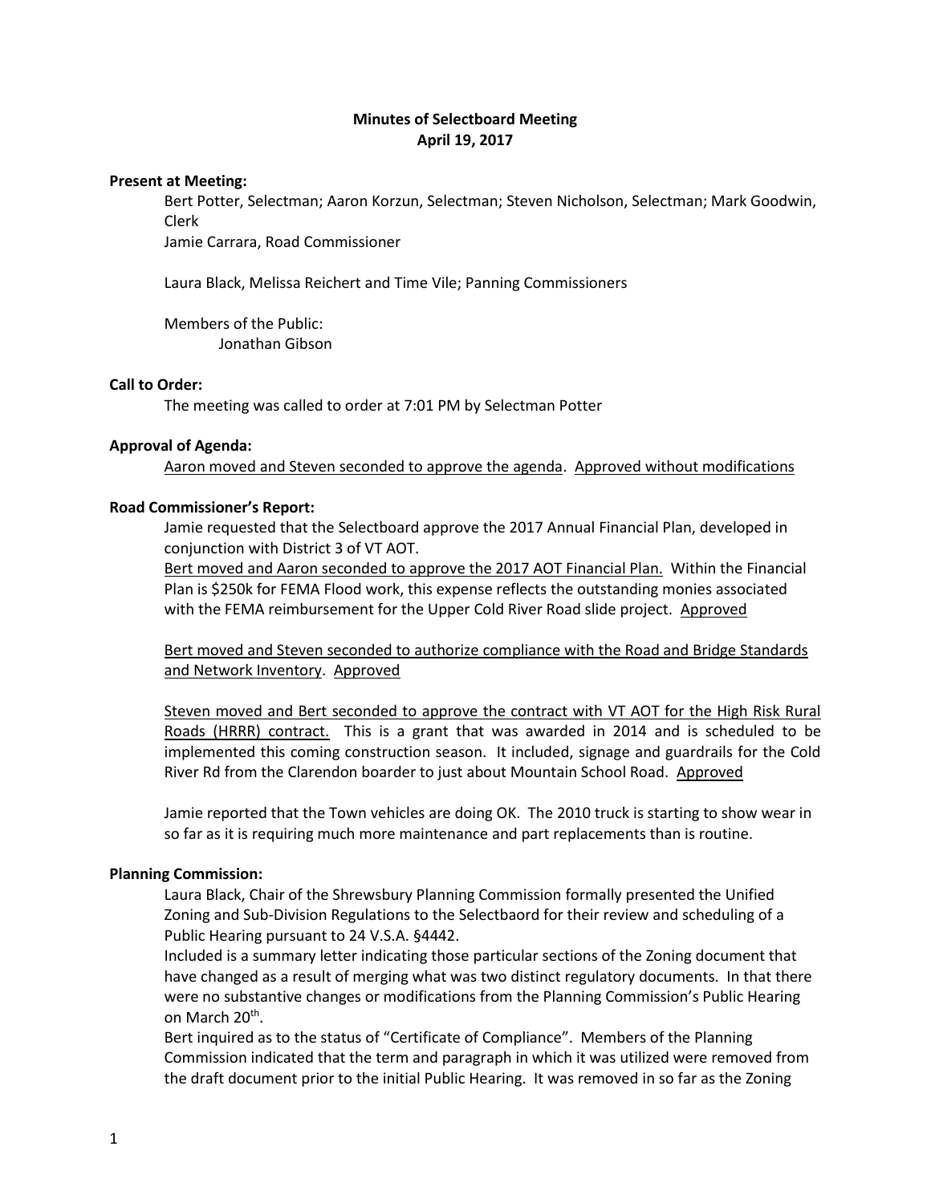**Minutes of Selectboard Meeting**
**April 19, 2017**

**Present at Meeting:**

Bert Potter, Selectman; Aaron Korzun, Selectman; Steven Nicholson, Selectman; Mark Goodwin, Clerk
Jamie Carrara, Road Commissioner

Laura Black, Melissa Reichert and Time Vile; Panning Commissioners

Members of the Public:
Jonathan Gibson

**Call to Order:**

The meeting was called to order at 7:01 PM by Selectman Potter

**Approval of Agenda:**

Aaron moved and Steven seconded to approve the agenda. Approved without modifications

**Road Commissioner's Report:**

Jamie requested that the Selectboard approve the 2017 Annual Financial Plan, developed in conjunction with District 3 of VT AOT.
Bert moved and Aaron seconded to approve the 2017 AOT Financial Plan. Within the Financial Plan is $250k for FEMA Flood work, this expense reflects the outstanding monies associated with the FEMA reimbursement for the Upper Cold River Road slide project. Approved

Bert moved and Steven seconded to authorize compliance with the Road and Bridge Standards and Network Inventory. Approved

Steven moved and Bert seconded to approve the contract with VT AOT for the High Risk Rural Roads (HRRR) contract. This is a grant that was awarded in 2014 and is scheduled to be implemented this coming construction season. It included, signage and guardrails for the Cold River Rd from the Clarendon boarder to just about Mountain School Road. Approved

Jamie reported that the Town vehicles are doing OK. The 2010 truck is starting to show wear in so far as it is requiring much more maintenance and part replacements than is routine.

**Planning Commission:**

Laura Black, Chair of the Shrewsbury Planning Commission formally presented the Unified Zoning and Sub-Division Regulations to the Selectbaord for their review and scheduling of a Public Hearing pursuant to 24 V.S.A. §4442.
Included is a summary letter indicating those particular sections of the Zoning document that have changed as a result of merging what was two distinct regulatory documents. In that there were no substantive changes or modifications from the Planning Commission's Public Hearing on March 20th.
Bert inquired as to the status of "Certificate of Compliance". Members of the Planning Commission indicated that the term and paragraph in which it was utilized were removed from the draft document prior to the initial Public Hearing. It was removed in so far as the Zoning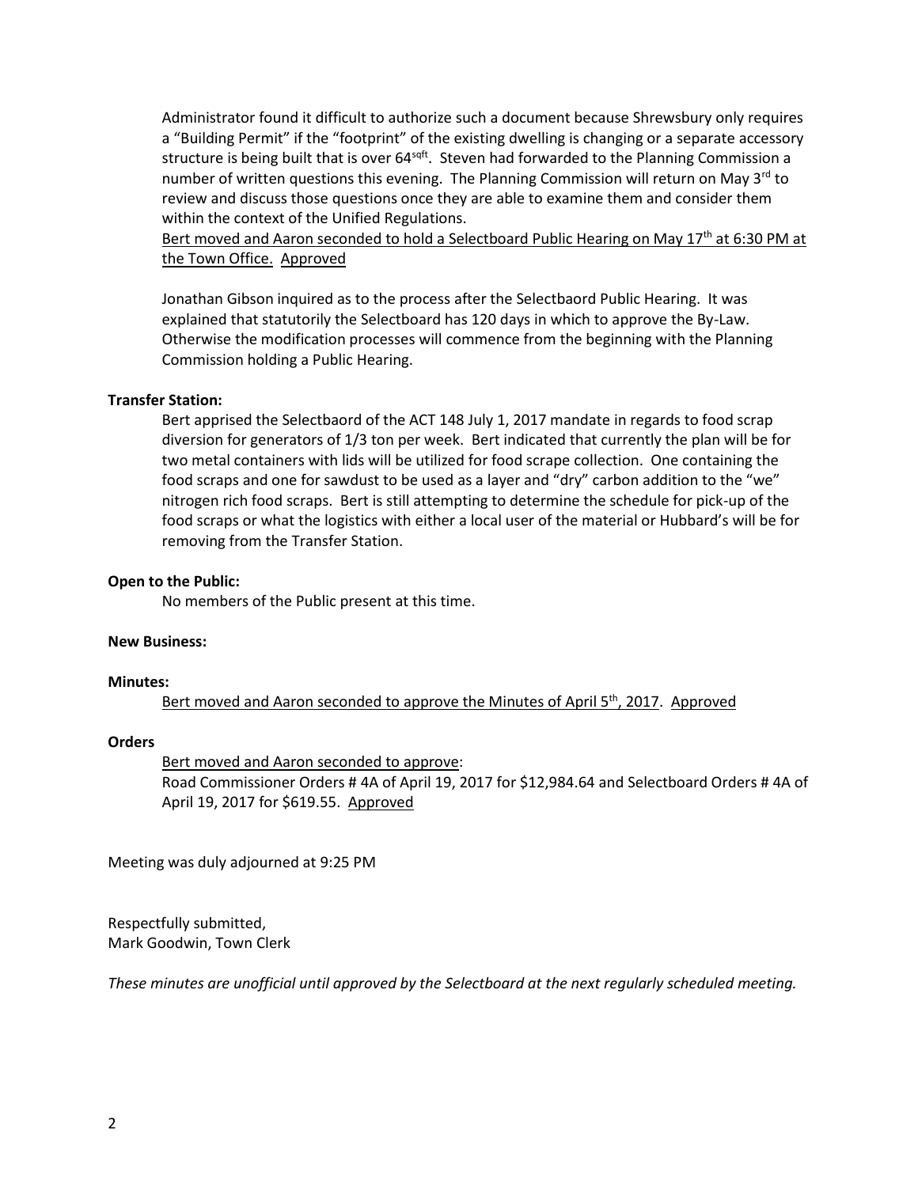Administrator found it difficult to authorize such a document because Shrewsbury only requires a "Building Permit" if the "footprint" of the existing dwelling is changing or a separate accessory structure is being built that is over 64$^{sqft}$. Steven had forwarded to the Planning Commission a number of written questions this evening. The Planning Commission will return on May 3rd to review and discuss those questions once they are able to examine them and consider them within the context of the Unified Regulations.

Bert moved and Aaron seconded to hold a Selectboard Public Hearing on May 17th at 6:30 PM at the Town Office. Approved

Jonathan Gibson inquired as to the process after the Selectbaord Public Hearing. It was explained that statutorily the Selectboard has 120 days in which to approve the By-Law. Otherwise the modification processes will commence from the beginning with the Planning Commission holding a Public Hearing.

**Transfer Station:**

Bert apprised the Selectbaord of the ACT 148 July 1, 2017 mandate in regards to food scrap diversion for generators of 1/3 ton per week. Bert indicated that currently the plan will be for two metal containers with lids will be utilized for food scrape collection. One containing the food scraps and one for sawdust to be used as a layer and "dry" carbon addition to the "we" nitrogen rich food scraps. Bert is still attempting to determine the schedule for pick-up of the food scraps or what the logistics with either a local user of the material or Hubbard's will be for removing from the Transfer Station.

**Open to the Public:**

No members of the Public present at this time.

**New Business:**

**Minutes:**

Bert moved and Aaron seconded to approve the Minutes of April 5th, 2017. Approved

**Orders**

Bert moved and Aaron seconded to approve:
Road Commissioner Orders # 4A of April 19, 2017 for $12,984.64 and Selectboard Orders # 4A of April 19, 2017 for $619.55. Approved

Meeting was duly adjourned at 9:25 PM

Respectfully submitted,
Mark Goodwin, Town Clerk

*These minutes are unofficial until approved by the Selectboard at the next regularly scheduled meeting.*